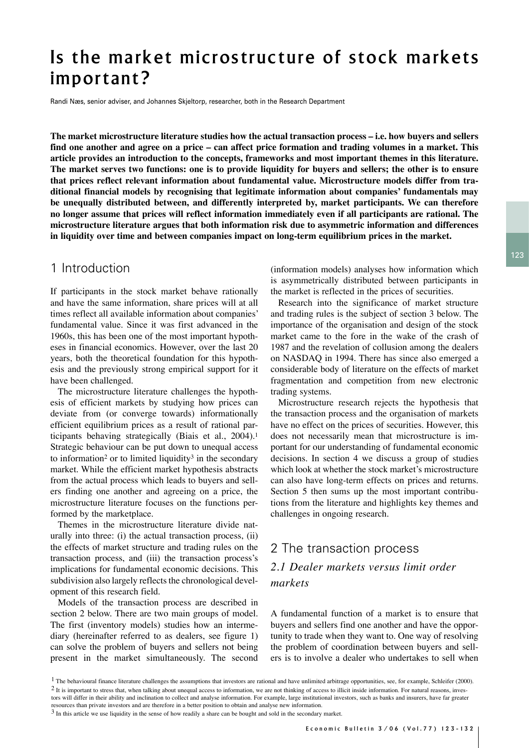# Is the market microstructure of stock markets important?

Randi Næs, senior adviser, and Johannes Skjeltorp, researcher, both in the Research Department

**The market microstructure literature studies how the actual transaction process – i.e. how buyers and sellers find one another and agree on a price – can affect price formation and trading volumes in a market. This article provides an introduction to the concepts, frameworks and most important themes in this literature. The market serves two functions: one is to provide liquidity for buyers and sellers; the other is to ensure that prices reflect relevant information about fundamental value. Microstructure models differ from traditional financial models by recognising that legitimate information about companies' fundamentals may be unequally distributed between, and differently interpreted by, market participants. We can therefore no longer assume that prices will reflect information immediately even if all participants are rational. The microstructure literature argues that both information risk due to asymmetric information and differences in liquidity over time and between companies impact on long-term equilibrium prices in the market.**

## 1 Introduction

If participants in the stock market behave rationally and have the same information, share prices will at all times reflect all available information about companies' fundamental value. Since it was first advanced in the 1960s, this has been one of the most important hypotheses in financial economics. However, over the last 20 years, both the theoretical foundation for this hypothesis and the previously strong empirical support for it have been challenged.

The microstructure literature challenges the hypothesis of efficient markets by studying how prices can deviate from (or converge towards) informationally efficient equilibrium prices as a result of rational participants behaving strategically (Biais et al., 2004).[1] Strategic behaviour can be put down to unequal access to information[2] or to limited liquidity[3] in the secondary market. While the efficient market hypothesis abstracts from the actual process which leads to buyers and sellers finding one another and agreeing on a price, the microstructure literature focuses on the functions performed by the marketplace.

Themes in the microstructure literature divide naturally into three: (i) the actual transaction process, (ii) the effects of market structure and trading rules on the transaction process, and (iii) the transaction process's implications for fundamental economic decisions. This subdivision also largely reflects the chronological development of this research field.

Models of the transaction process are described in section 2 below. There are two main groups of model. The first (inventory models) studies how an intermediary (hereinafter referred to as dealers, see figure 1) can solve the problem of buyers and sellers not being present in the market simultaneously. The second (information models) analyses how information which is asymmetrically distributed between participants in the market is reflected in the prices of securities.

Research into the significance of market structure and trading rules is the subject of section 3 below. The importance of the organisation and design of the stock market came to the fore in the wake of the crash of 1987 and the revelation of collusion among the dealers on NASDAQ in 1994. There has since also emerged a considerable body of literature on the effects of market fragmentation and competition from new electronic trading systems.

Microstructure research rejects the hypothesis that the transaction process and the organisation of markets have no effect on the prices of securities. However, this does not necessarily mean that microstructure is important for our understanding of fundamental economic decisions. In section 4 we discuss a group of studies which look at whether the stock market's microstructure can also have long-term effects on prices and returns. Section 5 then sums up the most important contributions from the literature and highlights key themes and challenges in ongoing research.

## 2 The transaction process

### *2.1 Dealer markets versus limit order markets*

A fundamental function of a market is to ensure that buyers and sellers find one another and have the opportunity to trade when they want to. One way of resolving the problem of coordination between buyers and sellers is to involve a dealer who undertakes to sell when

[1] The behavioural finance literature challenges the assumptions that investors are rational and have unlimited arbitrage opportunities, see, for example, Schleifer (2000).

[2] It is important to stress that, when talking about unequal access to information, we are not thinking of access to illicit inside information. For natural reasons, investors will differ in their ability and inclination to collect and analyse information. For example, large institutional investors, such as banks and insurers, have far greater resources than private investors and are therefore in a better position to obtain and analyse new information.

[3] In this article we use liquidity in the sense of how readily a share can be bought and sold in the secondary market.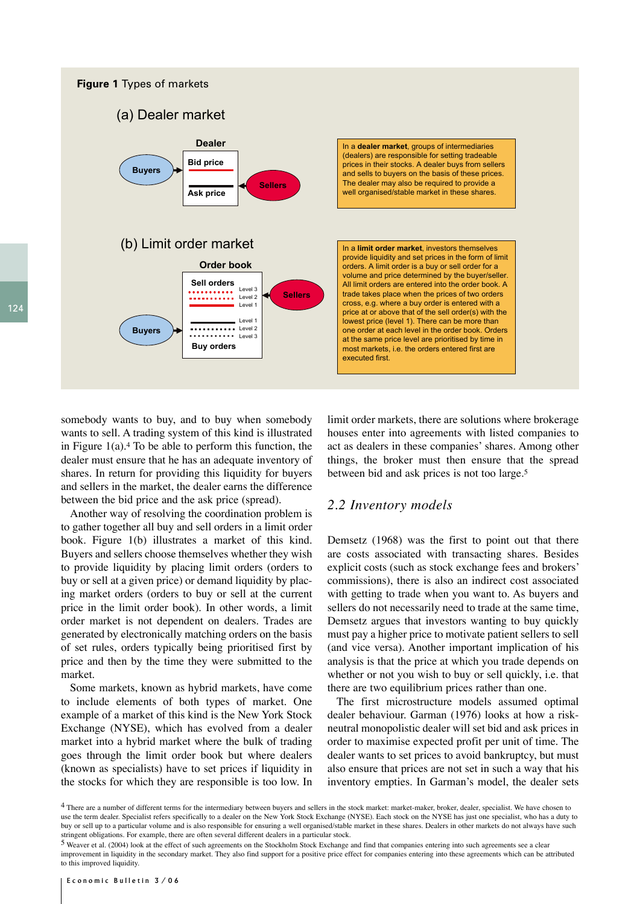**Figure 1** Types of markets

(a) Dealer market

Dealer

Buyers → Bid price / Ask price ← Sellers

In a **dealer market**, groups of intermediaries (dealers) are responsible for setting tradeable prices in their stocks. A dealer buys from sellers and sells to buyers on the basis of these prices. The dealer may also be required to provide a well organised/stable market in these shares.

(b) Limit order market

Order book

Sell orders: Level 3, Level 2, Level 1 ← Sellers

Buyers → Buy orders: Level 1, Level 2, Level 3

In a **limit order market**, investors themselves provide liquidity and set prices in the form of limit orders. A limit order is a buy or sell order for a volume and price determined by the buyer/seller. All limit orders are entered into the order book. A trade takes place when the prices of two orders cross, e.g. where a buy order is entered with a price at or above that of the sell order(s) with the lowest price (level 1). There can be more than one order at each level in the order book. Orders at the same price level are prioritised by time in most markets, i.e. the orders entered first are executed first.

somebody wants to buy, and to buy when somebody wants to sell. A trading system of this kind is illustrated in Figure 1(a).[4] To be able to perform this function, the dealer must ensure that he has an adequate inventory of shares. In return for providing this liquidity for buyers and sellers in the market, the dealer earns the difference between the bid price and the ask price (spread).

Another way of resolving the coordination problem is to gather together all buy and sell orders in a limit order book. Figure 1(b) illustrates a market of this kind. Buyers and sellers choose themselves whether they wish to provide liquidity by placing limit orders (orders to buy or sell at a given price) or demand liquidity by placing market orders (orders to buy or sell at the current price in the limit order book). In other words, a limit order market is not dependent on dealers. Trades are generated by electronically matching orders on the basis of set rules, orders typically being prioritised first by price and then by the time they were submitted to the market.

Some markets, known as hybrid markets, have come to include elements of both types of market. One example of a market of this kind is the New York Stock Exchange (NYSE), which has evolved from a dealer market into a hybrid market where the bulk of trading goes through the limit order book but where dealers (known as specialists) have to set prices if liquidity in the stocks for which they are responsible is too low. In limit order markets, there are solutions where brokerage houses enter into agreements with listed companies to act as dealers in these companies' shares. Among other things, the broker must then ensure that the spread between bid and ask prices is not too large.[5]

## 2.2 Inventory models

Demsetz (1968) was the first to point out that there are costs associated with transacting shares. Besides explicit costs (such as stock exchange fees and brokers' commissions), there is also an indirect cost associated with getting to trade when you want to. As buyers and sellers do not necessarily need to trade at the same time, Demsetz argues that investors wanting to buy quickly must pay a higher price to motivate patient sellers to sell (and vice versa). Another important implication of his analysis is that the price at which you trade depends on whether or not you wish to buy or sell quickly, i.e. that there are two equilibrium prices rather than one.

The first microstructure models assumed optimal dealer behaviour. Garman (1976) looks at how a risk-neutral monopolistic dealer will set bid and ask prices in order to maximise expected profit per unit of time. The dealer wants to set prices to avoid bankruptcy, but must also ensure that prices are not set in such a way that his inventory empties. In Garman's model, the dealer sets

[4] There are a number of different terms for the intermediary between buyers and sellers in the stock market: market-maker, broker, dealer, specialist. We have chosen to use the term dealer. Specialist refers specifically to a dealer on the New York Stock Exchange (NYSE). Each stock on the NYSE has just one specialist, who has a duty to buy or sell up to a particular volume and is also responsible for ensuring a well organised/stable market in these shares. Dealers in other markets do not always have such stringent obligations. For example, there are often several different dealers in a particular stock.

[5] Weaver et al. (2004) look at the effect of such agreements on the Stockholm Stock Exchange and find that companies entering into such agreements see a clear improvement in liquidity in the secondary market. They also find support for a positive price effect for companies entering into these agreements which can be attributed to this improved liquidity.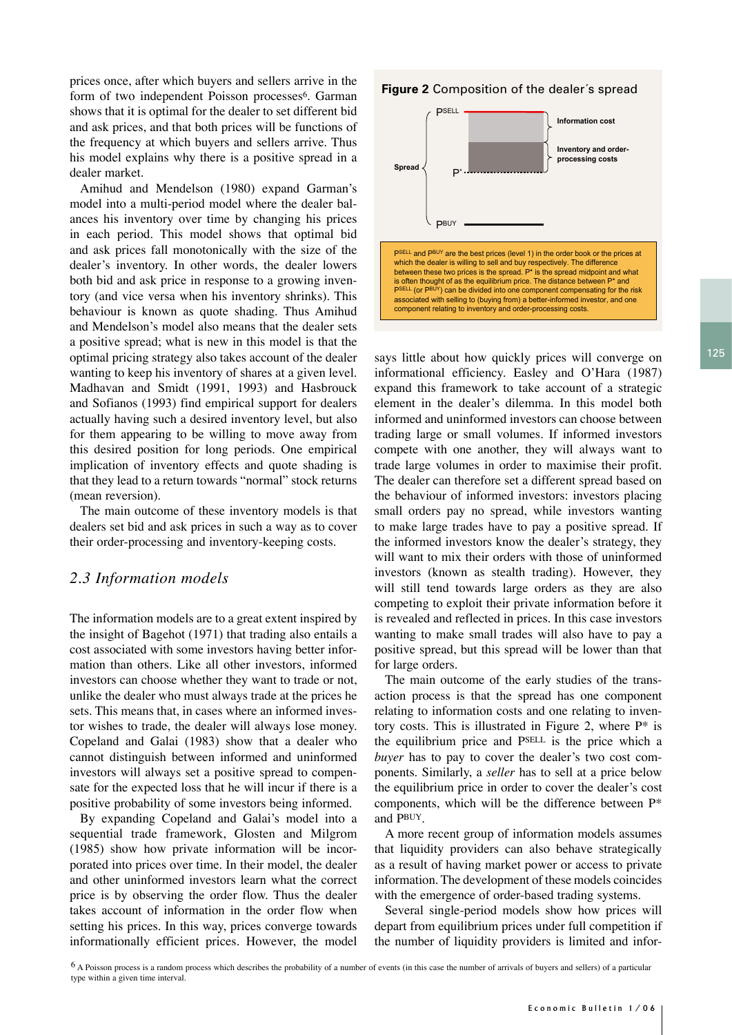prices once, after which buyers and sellers arrive in the form of two independent Poisson processes[6]. Garman shows that it is optimal for the dealer to set different bid and ask prices, and that both prices will be functions of the frequency at which buyers and sellers arrive. Thus his model explains why there is a positive spread in a dealer market.

Amihud and Mendelson (1980) expand Garman's model into a multi-period model where the dealer balances his inventory over time by changing his prices in each period. This model shows that optimal bid and ask prices fall monotonically with the size of the dealer's inventory. In other words, the dealer lowers both bid and ask price in response to a growing inventory (and vice versa when his inventory shrinks). This behaviour is known as quote shading. Thus Amihud and Mendelson's model also means that the dealer sets a positive spread; what is new in this model is that the optimal pricing strategy also takes account of the dealer wanting to keep his inventory of shares at a given level. Madhavan and Smidt (1991, 1993) and Hasbrouck and Sofianos (1993) find empirical support for dealers actually having such a desired inventory level, but also for them appearing to be willing to move away from this desired position for long periods. One empirical implication of inventory effects and quote shading is that they lead to a return towards "normal" stock returns (mean reversion).

The main outcome of these inventory models is that dealers set bid and ask prices in such a way as to cover their order-processing and inventory-keeping costs.

## *2.3 Information models*

The information models are to a great extent inspired by the insight of Bagehot (1971) that trading also entails a cost associated with some investors having better information than others. Like all other investors, informed investors can choose whether they want to trade or not, unlike the dealer who must always trade at the prices he sets. This means that, in cases where an informed investor wishes to trade, the dealer will always lose money. Copeland and Galai (1983) show that a dealer who cannot distinguish between informed and uninformed investors will always set a positive spread to compensate for the expected loss that he will incur if there is a positive probability of some investors being informed.

By expanding Copeland and Galai's model into a sequential trade framework, Glosten and Milgrom (1985) show how private information will be incorporated into prices over time. In their model, the dealer and other uninformed investors learn what the correct price is by observing the order flow. Thus the dealer takes account of information in the order flow when setting his prices. In this way, prices converge towards informationally efficient prices. However, the model says little about how quickly prices will converge on informational efficiency. Easley and O'Hara (1987) expand this framework to take account of a strategic element in the dealer's dilemma. In this model both informed and uninformed investors can choose between trading large or small volumes. If informed investors compete with one another, they will always want to trade large volumes in order to maximise their profit. The dealer can therefore set a different spread based on the behaviour of informed investors: investors placing small orders pay no spread, while investors wanting to make large trades have to pay a positive spread. If the informed investors know the dealer's strategy, they will want to mix their orders with those of uninformed investors (known as stealth trading). However, they will still tend towards large orders as they are also competing to exploit their private information before it is revealed and reflected in prices. In this case investors wanting to make small trades will also have to pay a positive spread, but this spread will be lower than that for large orders.

**Figure 2** Composition of the dealer´s spread

| | Price level | Component |
|---|---|---|
| Spread | $P^{SELL}$ | Information cost |
| | | Inventory and order-processing costs |
| | $P^*$ | |
| | $P^{BUY}$ | |

$P^{SELL}$ and $P^{BUY}$ are the best prices (level 1) in the order book or the prices at which the dealer is willing to sell and buy respectively. The difference between these two prices is the spread. $P^*$ is the spread midpoint and what is often thought of as the equilibrium price. The distance between $P^*$ and $P^{SELL}$ (or $P^{BUY}$) can be divided into one component compensating for the risk associated with selling to (buying from) a better-informed investor, and one component relating to inventory and order-processing costs.

The main outcome of the early studies of the transaction process is that the spread has one component relating to information costs and one relating to inventory costs. This is illustrated in Figure 2, where $P^*$ is the equilibrium price and $P^{SELL}$ is the price which a *buyer* has to pay to cover the dealer's two cost components. Similarly, a *seller* has to sell at a price below the equilibrium price in order to cover the dealer's cost components, which will be the difference between $P^*$ and $P^{BUY}$.

A more recent group of information models assumes that liquidity providers can also behave strategically as a result of having market power or access to private information. The development of these models coincides with the emergence of order-based trading systems.

Several single-period models show how prices will depart from equilibrium prices under full competition if the number of liquidity providers is limited and infor-

[6] A Poisson process is a random process which describes the probability of a number of events (in this case the number of arrivals of buyers and sellers) of a particular type within a given time interval.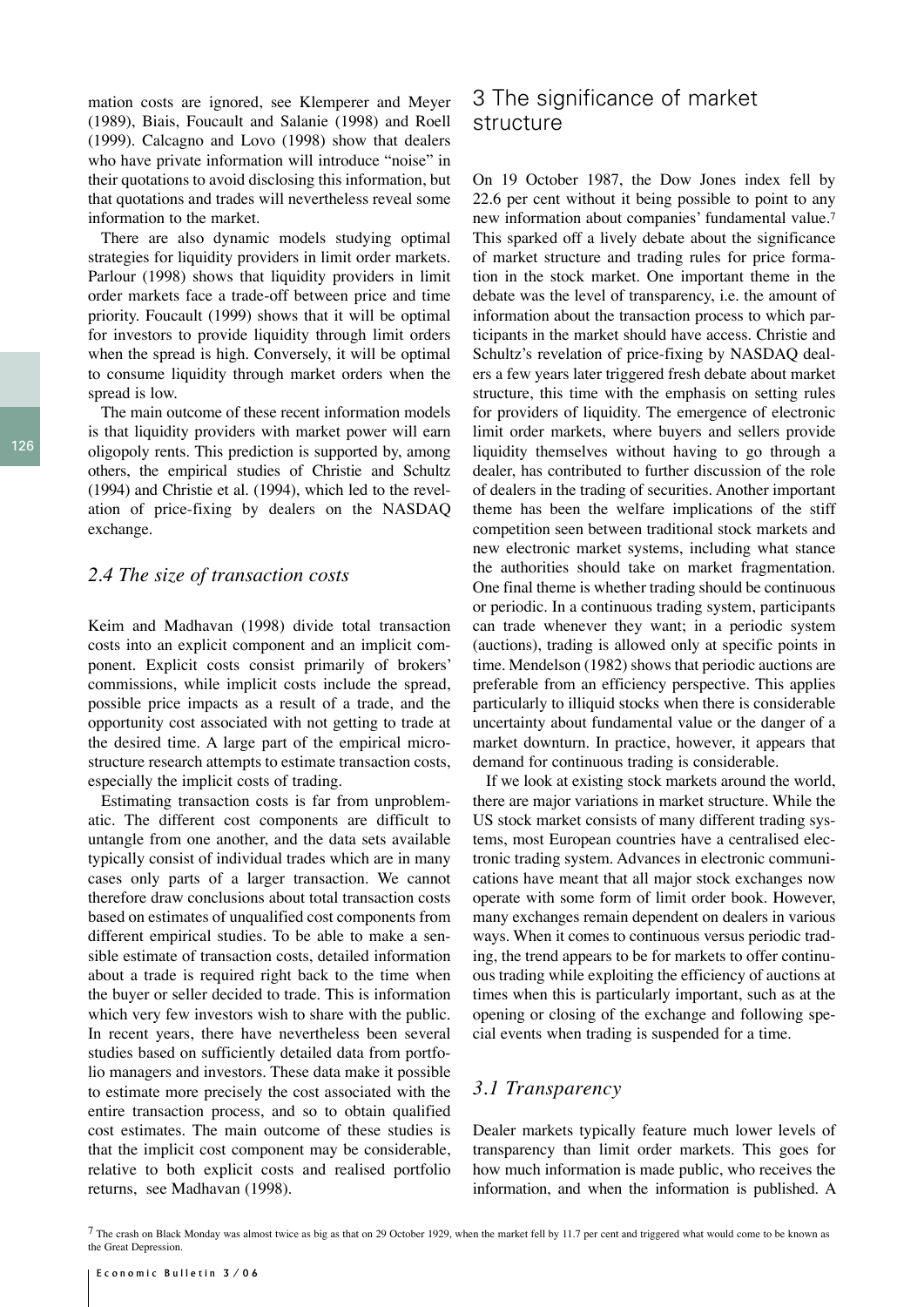mation costs are ignored, see Klemperer and Meyer (1989), Biais, Foucault and Salanie (1998) and Roell (1999). Calcagno and Lovo (1998) show that dealers who have private information will introduce "noise" in their quotations to avoid disclosing this information, but that quotations and trades will nevertheless reveal some information to the market.

There are also dynamic models studying optimal strategies for liquidity providers in limit order markets. Parlour (1998) shows that liquidity providers in limit order markets face a trade-off between price and time priority. Foucault (1999) shows that it will be optimal for investors to provide liquidity through limit orders when the spread is high. Conversely, it will be optimal to consume liquidity through market orders when the spread is low.

The main outcome of these recent information models is that liquidity providers with market power will earn oligopoly rents. This prediction is supported by, among others, the empirical studies of Christie and Schultz (1994) and Christie et al. (1994), which led to the revelation of price-fixing by dealers on the NASDAQ exchange.

### *2.4 The size of transaction costs*

Keim and Madhavan (1998) divide total transaction costs into an explicit component and an implicit component. Explicit costs consist primarily of brokers' commissions, while implicit costs include the spread, possible price impacts as a result of a trade, and the opportunity cost associated with not getting to trade at the desired time. A large part of the empirical microstructure research attempts to estimate transaction costs, especially the implicit costs of trading.

Estimating transaction costs is far from unproblematic. The different cost components are difficult to untangle from one another, and the data sets available typically consist of individual trades which are in many cases only parts of a larger transaction. We cannot therefore draw conclusions about total transaction costs based on estimates of unqualified cost components from different empirical studies. To be able to make a sensible estimate of transaction costs, detailed information about a trade is required right back to the time when the buyer or seller decided to trade. This is information which very few investors wish to share with the public. In recent years, there have nevertheless been several studies based on sufficiently detailed data from portfolio managers and investors. These data make it possible to estimate more precisely the cost associated with the entire transaction process, and so to obtain qualified cost estimates. The main outcome of these studies is that the implicit cost component may be considerable, relative to both explicit costs and realised portfolio returns, see Madhavan (1998).

## 3 The significance of market structure

On 19 October 1987, the Dow Jones index fell by 22.6 per cent without it being possible to point to any new information about companies' fundamental value.[7] This sparked off a lively debate about the significance of market structure and trading rules for price formation in the stock market. One important theme in the debate was the level of transparency, i.e. the amount of information about the transaction process to which participants in the market should have access. Christie and Schultz's revelation of price-fixing by NASDAQ dealers a few years later triggered fresh debate about market structure, this time with the emphasis on setting rules for providers of liquidity. The emergence of electronic limit order markets, where buyers and sellers provide liquidity themselves without having to go through a dealer, has contributed to further discussion of the role of dealers in the trading of securities. Another important theme has been the welfare implications of the stiff competition seen between traditional stock markets and new electronic market systems, including what stance the authorities should take on market fragmentation. One final theme is whether trading should be continuous or periodic. In a continuous trading system, participants can trade whenever they want; in a periodic system (auctions), trading is allowed only at specific points in time. Mendelson (1982) shows that periodic auctions are preferable from an efficiency perspective. This applies particularly to illiquid stocks when there is considerable uncertainty about fundamental value or the danger of a market downturn. In practice, however, it appears that demand for continuous trading is considerable.

If we look at existing stock markets around the world, there are major variations in market structure. While the US stock market consists of many different trading systems, most European countries have a centralised electronic trading system. Advances in electronic communications have meant that all major stock exchanges now operate with some form of limit order book. However, many exchanges remain dependent on dealers in various ways. When it comes to continuous versus periodic trading, the trend appears to be for markets to offer continuous trading while exploiting the efficiency of auctions at times when this is particularly important, such as at the opening or closing of the exchange and following special events when trading is suspended for a time.

### *3.1 Transparency*

Dealer markets typically feature much lower levels of transparency than limit order markets. This goes for how much information is made public, who receives the information, and when the information is published. A

[7] The crash on Black Monday was almost twice as big as that on 29 October 1929, when the market fell by 11.7 per cent and triggered what would come to be known as the Great Depression.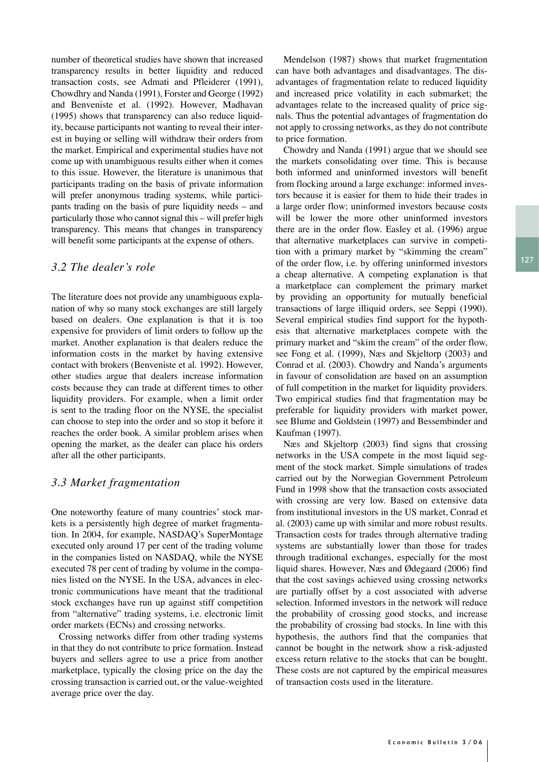number of theoretical studies have shown that increased transparency results in better liquidity and reduced transaction costs, see Admati and Pfleiderer (1991), Chowdhry and Nanda (1991), Forster and George (1992) and Benveniste et al. (1992). However, Madhavan (1995) shows that transparency can also reduce liquidity, because participants not wanting to reveal their interest in buying or selling will withdraw their orders from the market. Empirical and experimental studies have not come up with unambiguous results either when it comes to this issue. However, the literature is unanimous that participants trading on the basis of private information will prefer anonymous trading systems, while participants trading on the basis of pure liquidity needs – and particularly those who cannot signal this – will prefer high transparency. This means that changes in transparency will benefit some participants at the expense of others.

### *3.2 The dealer's role*

The literature does not provide any unambiguous explanation of why so many stock exchanges are still largely based on dealers. One explanation is that it is too expensive for providers of limit orders to follow up the market. Another explanation is that dealers reduce the information costs in the market by having extensive contact with brokers (Benveniste et al. 1992). However, other studies argue that dealers increase information costs because they can trade at different times to other liquidity providers. For example, when a limit order is sent to the trading floor on the NYSE, the specialist can choose to step into the order and so stop it before it reaches the order book. A similar problem arises when opening the market, as the dealer can place his orders after all the other participants.

### *3.3 Market fragmentation*

One noteworthy feature of many countries' stock markets is a persistently high degree of market fragmentation. In 2004, for example, NASDAQ's SuperMontage executed only around 17 per cent of the trading volume in the companies listed on NASDAQ, while the NYSE executed 78 per cent of trading by volume in the companies listed on the NYSE. In the USA, advances in electronic communications have meant that the traditional stock exchanges have run up against stiff competition from "alternative" trading systems, i.e. electronic limit order markets (ECNs) and crossing networks.

Crossing networks differ from other trading systems in that they do not contribute to price formation. Instead buyers and sellers agree to use a price from another marketplace, typically the closing price on the day the crossing transaction is carried out, or the value-weighted average price over the day.

Mendelson (1987) shows that market fragmentation can have both advantages and disadvantages. The disadvantages of fragmentation relate to reduced liquidity and increased price volatility in each submarket; the advantages relate to the increased quality of price signals. Thus the potential advantages of fragmentation do not apply to crossing networks, as they do not contribute to price formation.

Chowdry and Nanda (1991) argue that we should see the markets consolidating over time. This is because both informed and uninformed investors will benefit from flocking around a large exchange: informed investors because it is easier for them to hide their trades in a large order flow; uninformed investors because costs will be lower the more other uninformed investors there are in the order flow. Easley et al. (1996) argue that alternative marketplaces can survive in competition with a primary market by "skimming the cream" of the order flow, i.e. by offering uninformed investors a cheap alternative. A competing explanation is that a marketplace can complement the primary market by providing an opportunity for mutually beneficial transactions of large illiquid orders, see Seppi (1990). Several empirical studies find support for the hypothesis that alternative marketplaces compete with the primary market and "skim the cream" of the order flow, see Fong et al. (1999), Næs and Skjeltorp (2003) and Conrad et al. (2003). Chowdry and Nanda's arguments in favour of consolidation are based on an assumption of full competition in the market for liquidity providers. Two empirical studies find that fragmentation may be preferable for liquidity providers with market power, see Blume and Goldstein (1997) and Bessembinder and Kaufman (1997).

Næs and Skjeltorp (2003) find signs that crossing networks in the USA compete in the most liquid segment of the stock market. Simple simulations of trades carried out by the Norwegian Government Petroleum Fund in 1998 show that the transaction costs associated with crossing are very low. Based on extensive data from institutional investors in the US market, Conrad et al. (2003) came up with similar and more robust results. Transaction costs for trades through alternative trading systems are substantially lower than those for trades through traditional exchanges, especially for the most liquid shares. However, Næs and Ødegaard (2006) find that the cost savings achieved using crossing networks are partially offset by a cost associated with adverse selection. Informed investors in the network will reduce the probability of crossing good stocks, and increase the probability of crossing bad stocks. In line with this hypothesis, the authors find that the companies that cannot be bought in the network show a risk-adjusted excess return relative to the stocks that can be bought. These costs are not captured by the empirical measures of transaction costs used in the literature.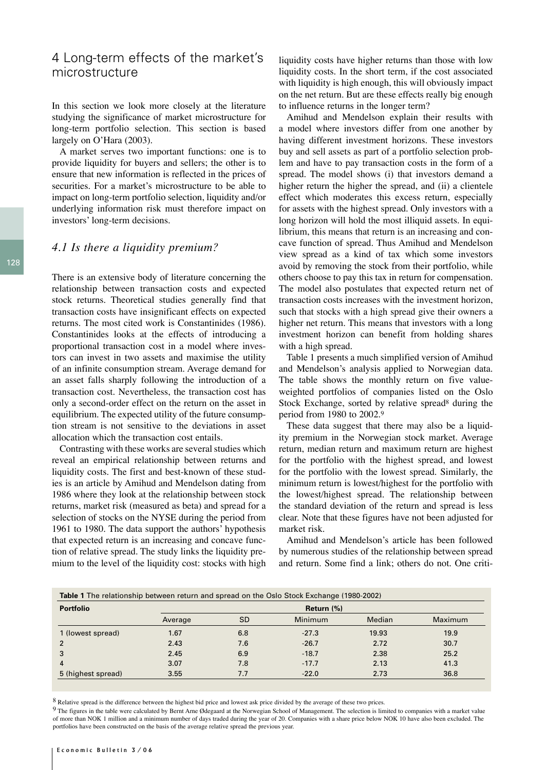## 4 Long-term effects of the market's microstructure

In this section we look more closely at the literature studying the significance of market microstructure for long-term portfolio selection. This section is based largely on O'Hara (2003).

A market serves two important functions: one is to provide liquidity for buyers and sellers; the other is to ensure that new information is reflected in the prices of securities. For a market's microstructure to be able to impact on long-term portfolio selection, liquidity and/or underlying information risk must therefore impact on investors' long-term decisions.

### *4.1 Is there a liquidity premium?*

There is an extensive body of literature concerning the relationship between transaction costs and expected stock returns. Theoretical studies generally find that transaction costs have insignificant effects on expected returns. The most cited work is Constantinides (1986). Constantinides looks at the effects of introducing a proportional transaction cost in a model where investors can invest in two assets and maximise the utility of an infinite consumption stream. Average demand for an asset falls sharply following the introduction of a transaction cost. Nevertheless, the transaction cost has only a second-order effect on the return on the asset in equilibrium. The expected utility of the future consumption stream is not sensitive to the deviations in asset allocation which the transaction cost entails.

Contrasting with these works are several studies which reveal an empirical relationship between returns and liquidity costs. The first and best-known of these studies is an article by Amihud and Mendelson dating from 1986 where they look at the relationship between stock returns, market risk (measured as beta) and spread for a selection of stocks on the NYSE during the period from 1961 to 1980. The data support the authors' hypothesis that expected return is an increasing and concave function of relative spread. The study links the liquidity premium to the level of the liquidity cost: stocks with high liquidity costs have higher returns than those with low liquidity costs. In the short term, if the cost associated with liquidity is high enough, this will obviously impact on the net return. But are these effects really big enough to influence returns in the longer term?

Amihud and Mendelson explain their results with a model where investors differ from one another by having different investment horizons. These investors buy and sell assets as part of a portfolio selection problem and have to pay transaction costs in the form of a spread. The model shows (i) that investors demand a higher return the higher the spread, and (ii) a clientele effect which moderates this excess return, especially for assets with the highest spread. Only investors with a long horizon will hold the most illiquid assets. In equilibrium, this means that return is an increasing and concave function of spread. Thus Amihud and Mendelson view spread as a kind of tax which some investors avoid by removing the stock from their portfolio, while others choose to pay this tax in return for compensation. The model also postulates that expected return net of transaction costs increases with the investment horizon, such that stocks with a high spread give their owners a higher net return. This means that investors with a long investment horizon can benefit from holding shares with a high spread.

Table 1 presents a much simplified version of Amihud and Mendelson's analysis applied to Norwegian data. The table shows the monthly return on five value-weighted portfolios of companies listed on the Oslo Stock Exchange, sorted by relative spread[8] during the period from 1980 to 2002.[9]

These data suggest that there may also be a liquidity premium in the Norwegian stock market. Average return, median return and maximum return are highest for the portfolio with the highest spread, and lowest for the portfolio with the lowest spread. Similarly, the minimum return is lowest/highest for the portfolio with the lowest/highest spread. The relationship between the standard deviation of the return and spread is less clear. Note that these figures have not been adjusted for market risk.

Amihud and Mendelson's article has been followed by numerous studies of the relationship between spread and return. Some find a link; others do not. One criti-

**Table 1** The relationship between return and spread on the Oslo Stock Exchange (1980-2002)

| Portfolio | Return (%) | | | | |
|---|---|---|---|---|---|
| | Average | SD | Minimum | Median | Maximum |
| 1 (lowest spread) | 1.67 | 6.8 | -27.3 | 19.93 | 19.9 |
| 2 | 2.43 | 7.6 | -26.7 | 2.72 | 30.7 |
| 3 | 2.45 | 6.9 | -18.7 | 2.38 | 25.2 |
| 4 | 3.07 | 7.8 | -17.7 | 2.13 | 41.3 |
| 5 (highest spread) | 3.55 | 7.7 | -22.0 | 2.73 | 36.8 |

[8] Relative spread is the difference between the highest bid price and lowest ask price divided by the average of these two prices.

[9] The figures in the table were calculated by Bernt Arne Ødegaard at the Norwegian School of Management. The selection is limited to companies with a market value of more than NOK 1 million and a minimum number of days traded during the year of 20. Companies with a share price below NOK 10 have also been excluded. The portfolios have been constructed on the basis of the average relative spread the previous year.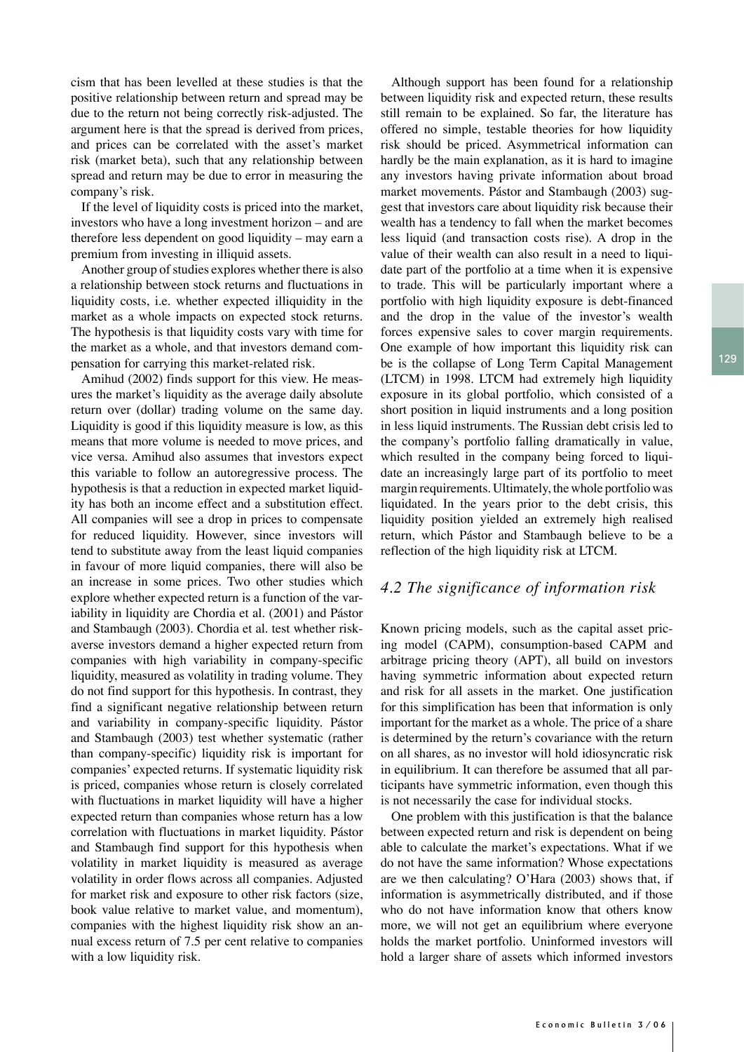cism that has been levelled at these studies is that the positive relationship between return and spread may be due to the return not being correctly risk-adjusted. The argument here is that the spread is derived from prices, and prices can be correlated with the asset's market risk (market beta), such that any relationship between spread and return may be due to error in measuring the company's risk.

If the level of liquidity costs is priced into the market, investors who have a long investment horizon – and are therefore less dependent on good liquidity – may earn a premium from investing in illiquid assets.

Another group of studies explores whether there is also a relationship between stock returns and fluctuations in liquidity costs, i.e. whether expected illiquidity in the market as a whole impacts on expected stock returns. The hypothesis is that liquidity costs vary with time for the market as a whole, and that investors demand compensation for carrying this market-related risk.

Amihud (2002) finds support for this view. He measures the market's liquidity as the average daily absolute return over (dollar) trading volume on the same day. Liquidity is good if this liquidity measure is low, as this means that more volume is needed to move prices, and vice versa. Amihud also assumes that investors expect this variable to follow an autoregressive process. The hypothesis is that a reduction in expected market liquidity has both an income effect and a substitution effect. All companies will see a drop in prices to compensate for reduced liquidity. However, since investors will tend to substitute away from the least liquid companies in favour of more liquid companies, there will also be an increase in some prices. Two other studies which explore whether expected return is a function of the variability in liquidity are Chordia et al. (2001) and Pástor and Stambaugh (2003). Chordia et al. test whether risk-averse investors demand a higher expected return from companies with high variability in company-specific liquidity, measured as volatility in trading volume. They do not find support for this hypothesis. In contrast, they find a significant negative relationship between return and variability in company-specific liquidity. Pástor and Stambaugh (2003) test whether systematic (rather than company-specific) liquidity risk is important for companies' expected returns. If systematic liquidity risk is priced, companies whose return is closely correlated with fluctuations in market liquidity will have a higher expected return than companies whose return has a low correlation with fluctuations in market liquidity. Pástor and Stambaugh find support for this hypothesis when volatility in market liquidity is measured as average volatility in order flows across all companies. Adjusted for market risk and exposure to other risk factors (size, book value relative to market value, and momentum), companies with the highest liquidity risk show an annual excess return of 7.5 per cent relative to companies with a low liquidity risk.

Although support has been found for a relationship between liquidity risk and expected return, these results still remain to be explained. So far, the literature has offered no simple, testable theories for how liquidity risk should be priced. Asymmetrical information can hardly be the main explanation, as it is hard to imagine any investors having private information about broad market movements. Pástor and Stambaugh (2003) suggest that investors care about liquidity risk because their wealth has a tendency to fall when the market becomes less liquid (and transaction costs rise). A drop in the value of their wealth can also result in a need to liquidate part of the portfolio at a time when it is expensive to trade. This will be particularly important where a portfolio with high liquidity exposure is debt-financed and the drop in the value of the investor's wealth forces expensive sales to cover margin requirements. One example of how important this liquidity risk can be is the collapse of Long Term Capital Management (LTCM) in 1998. LTCM had extremely high liquidity exposure in its global portfolio, which consisted of a short position in liquid instruments and a long position in less liquid instruments. The Russian debt crisis led to the company's portfolio falling dramatically in value, which resulted in the company being forced to liquidate an increasingly large part of its portfolio to meet margin requirements. Ultimately, the whole portfolio was liquidated. In the years prior to the debt crisis, this liquidity position yielded an extremely high realised return, which Pástor and Stambaugh believe to be a reflection of the high liquidity risk at LTCM.

## *4.2 The significance of information risk*

Known pricing models, such as the capital asset pricing model (CAPM), consumption-based CAPM and arbitrage pricing theory (APT), all build on investors having symmetric information about expected return and risk for all assets in the market. One justification for this simplification has been that information is only important for the market as a whole. The price of a share is determined by the return's covariance with the return on all shares, as no investor will hold idiosyncratic risk in equilibrium. It can therefore be assumed that all participants have symmetric information, even though this is not necessarily the case for individual stocks.

One problem with this justification is that the balance between expected return and risk is dependent on being able to calculate the market's expectations. What if we do not have the same information? Whose expectations are we then calculating? O'Hara (2003) shows that, if information is asymmetrically distributed, and if those who do not have information know that others know more, we will not get an equilibrium where everyone holds the market portfolio. Uninformed investors will hold a larger share of assets which informed investors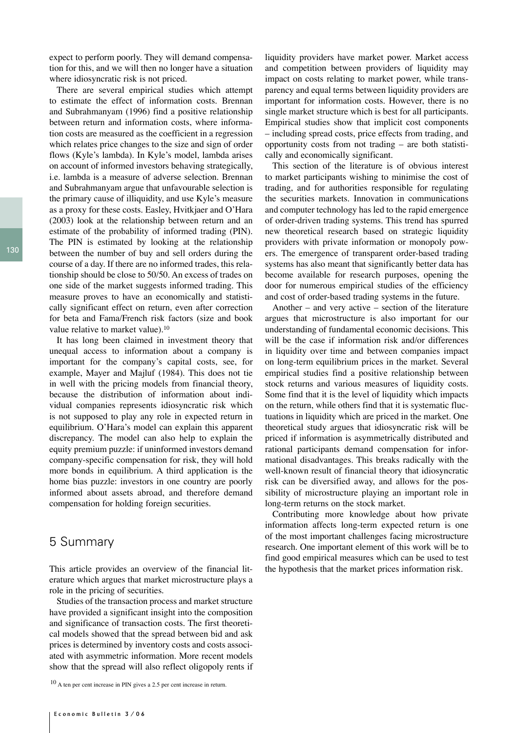expect to perform poorly. They will demand compensation for this, and we will then no longer have a situation where idiosyncratic risk is not priced.

There are several empirical studies which attempt to estimate the effect of information costs. Brennan and Subrahmanyam (1996) find a positive relationship between return and information costs, where information costs are measured as the coefficient in a regression which relates price changes to the size and sign of order flows (Kyle's lambda). In Kyle's model, lambda arises on account of informed investors behaving strategically, i.e. lambda is a measure of adverse selection. Brennan and Subrahmanyam argue that unfavourable selection is the primary cause of illiquidity, and use Kyle's measure as a proxy for these costs. Easley, Hvitkjaer and O'Hara (2003) look at the relationship between return and an estimate of the probability of informed trading (PIN). The PIN is estimated by looking at the relationship between the number of buy and sell orders during the course of a day. If there are no informed trades, this relationship should be close to 50/50. An excess of trades on one side of the market suggests informed trading. This measure proves to have an economically and statistically significant effect on return, even after correction for beta and Fama/French risk factors (size and book value relative to market value).[10]

It has long been claimed in investment theory that unequal access to information about a company is important for the company's capital costs, see, for example, Mayer and Majluf (1984). This does not tie in well with the pricing models from financial theory, because the distribution of information about individual companies represents idiosyncratic risk which is not supposed to play any role in expected return in equilibrium. O'Hara's model can explain this apparent discrepancy. The model can also help to explain the equity premium puzzle: if uninformed investors demand company-specific compensation for risk, they will hold more bonds in equilibrium. A third application is the home bias puzzle: investors in one country are poorly informed about assets abroad, and therefore demand compensation for holding foreign securities.

## 5 Summary

This article provides an overview of the financial literature which argues that market microstructure plays a role in the pricing of securities.

Studies of the transaction process and market structure have provided a significant insight into the composition and significance of transaction costs. The first theoretical models showed that the spread between bid and ask prices is determined by inventory costs and costs associated with asymmetric information. More recent models show that the spread will also reflect oligopoly rents if liquidity providers have market power. Market access and competition between providers of liquidity may impact on costs relating to market power, while transparency and equal terms between liquidity providers are important for information costs. However, there is no single market structure which is best for all participants. Empirical studies show that implicit cost components – including spread costs, price effects from trading, and opportunity costs from not trading – are both statistically and economically significant.

This section of the literature is of obvious interest to market participants wishing to minimise the cost of trading, and for authorities responsible for regulating the securities markets. Innovation in communications and computer technology has led to the rapid emergence of order-driven trading systems. This trend has spurred new theoretical research based on strategic liquidity providers with private information or monopoly powers. The emergence of transparent order-based trading systems has also meant that significantly better data has become available for research purposes, opening the door for numerous empirical studies of the efficiency and cost of order-based trading systems in the future.

Another – and very active – section of the literature argues that microstructure is also important for our understanding of fundamental economic decisions. This will be the case if information risk and/or differences in liquidity over time and between companies impact on long-term equilibrium prices in the market. Several empirical studies find a positive relationship between stock returns and various measures of liquidity costs. Some find that it is the level of liquidity which impacts on the return, while others find that it is systematic fluctuations in liquidity which are priced in the market. One theoretical study argues that idiosyncratic risk will be priced if information is asymmetrically distributed and rational participants demand compensation for informational disadvantages. This breaks radically with the well-known result of financial theory that idiosyncratic risk can be diversified away, and allows for the possibility of microstructure playing an important role in long-term returns on the stock market.

Contributing more knowledge about how private information affects long-term expected return is one of the most important challenges facing microstructure research. One important element of this work will be to find good empirical measures which can be used to test the hypothesis that the market prices information risk.

[10] A ten per cent increase in PIN gives a 2.5 per cent increase in return.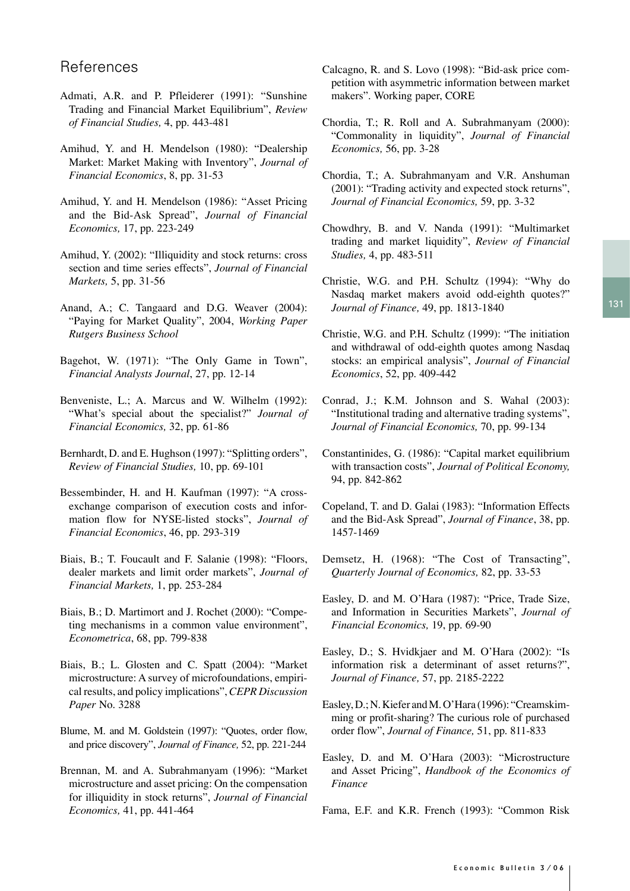## References

Admati, A.R. and P. Pfleiderer (1991): "Sunshine Trading and Financial Market Equilibrium", *Review of Financial Studies,* 4, pp. 443-481

Amihud, Y. and H. Mendelson (1980): "Dealership Market: Market Making with Inventory", *Journal of Financial Economics*, 8, pp. 31-53

Amihud, Y. and H. Mendelson (1986): "Asset Pricing and the Bid-Ask Spread", *Journal of Financial Economics,* 17, pp. 223-249

Amihud, Y. (2002): "Illiquidity and stock returns: cross section and time series effects", *Journal of Financial Markets,* 5, pp. 31-56

Anand, A.; C. Tangaard and D.G. Weaver (2004): "Paying for Market Quality", 2004, *Working Paper Rutgers Business School*

Bagehot, W. (1971): "The Only Game in Town", *Financial Analysts Journal*, 27, pp. 12-14

Benveniste, L.; A. Marcus and W. Wilhelm (1992): "What's special about the specialist?" *Journal of Financial Economics,* 32, pp. 61-86

Bernhardt, D. and E. Hughson (1997): "Splitting orders", *Review of Financial Studies,* 10, pp. 69-101

Bessembinder, H. and H. Kaufman (1997): "A cross-exchange comparison of execution costs and information flow for NYSE-listed stocks", *Journal of Financial Economics*, 46, pp. 293-319

Biais, B.; T. Foucault and F. Salanie (1998): "Floors, dealer markets and limit order markets", *Journal of Financial Markets,* 1, pp. 253-284

Biais, B.; D. Martimort and J. Rochet (2000): "Competing mechanisms in a common value environment", *Econometrica*, 68, pp. 799-838

Biais, B.; L. Glosten and C. Spatt (2004): "Market microstructure: A survey of microfoundations, empirical results, and policy implications", *CEPR Discussion Paper* No. 3288

Blume, M. and M. Goldstein (1997): "Quotes, order flow, and price discovery", *Journal of Finance,* 52, pp. 221-244

Brennan, M. and A. Subrahmanyam (1996): "Market microstructure and asset pricing: On the compensation for illiquidity in stock returns", *Journal of Financial Economics,* 41, pp. 441-464

Calcagno, R. and S. Lovo (1998): "Bid-ask price competition with asymmetric information between market makers". Working paper, CORE

Chordia, T.; R. Roll and A. Subrahmanyam (2000): "Commonality in liquidity", *Journal of Financial Economics,* 56, pp. 3-28

Chordia, T.; A. Subrahmanyam and V.R. Anshuman (2001): "Trading activity and expected stock returns", *Journal of Financial Economics,* 59, pp. 3-32

Chowdhry, B. and V. Nanda (1991): "Multimarket trading and market liquidity", *Review of Financial Studies,* 4, pp. 483-511

Christie, W.G. and P.H. Schultz (1994): "Why do Nasdaq market makers avoid odd-eighth quotes?" *Journal of Finance,* 49, pp. 1813-1840

Christie, W.G. and P.H. Schultz (1999): "The initiation and withdrawal of odd-eighth quotes among Nasdaq stocks: an empirical analysis", *Journal of Financial Economics*, 52, pp. 409-442

Conrad, J.; K.M. Johnson and S. Wahal (2003): "Institutional trading and alternative trading systems", *Journal of Financial Economics,* 70, pp. 99-134

Constantinides, G. (1986): "Capital market equilibrium with transaction costs", *Journal of Political Economy,* 94, pp. 842-862

Copeland, T. and D. Galai (1983): "Information Effects and the Bid-Ask Spread", *Journal of Finance*, 38, pp. 1457-1469

Demsetz, H. (1968): "The Cost of Transacting", *Quarterly Journal of Economics,* 82, pp. 33-53

Easley, D. and M. O'Hara (1987): "Price, Trade Size, and Information in Securities Markets", *Journal of Financial Economics,* 19, pp. 69-90

Easley, D.; S. Hvidkjaer and M. O'Hara (2002): "Is information risk a determinant of asset returns?", *Journal of Finance,* 57, pp. 2185-2222

Easley, D.; N. Kiefer and M. O'Hara (1996): "Creamskimming or profit-sharing? The curious role of purchased order flow", *Journal of Finance,* 51, pp. 811-833

Easley, D. and M. O'Hara (2003): "Microstructure and Asset Pricing", *Handbook of the Economics of Finance*

Fama, E.F. and K.R. French (1993): "Common Risk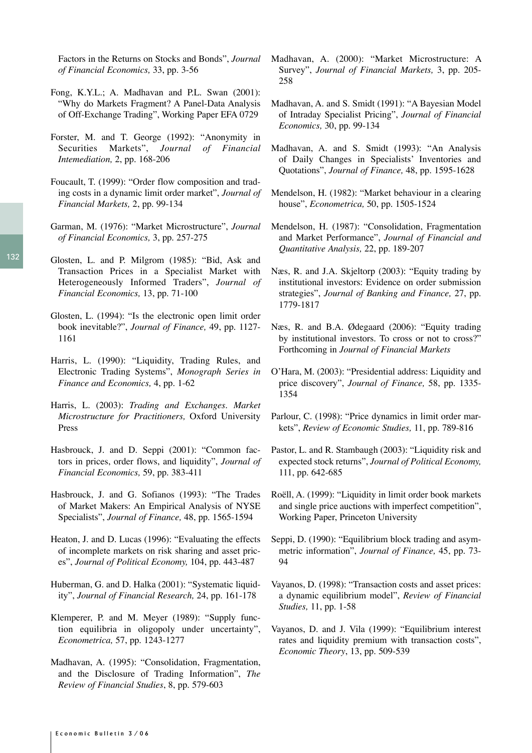Factors in the Returns on Stocks and Bonds", *Journal of Financial Economics,* 33, pp. 3-56

Fong, K.Y.L.; A. Madhavan and P.L. Swan (2001): "Why do Markets Fragment? A Panel-Data Analysis of Off-Exchange Trading", Working Paper EFA 0729

Forster, M. and T. George (1992): "Anonymity in Securities Markets", *Journal of Financial Intemediation,* 2, pp. 168-206

Foucault, T. (1999): "Order flow composition and trading costs in a dynamic limit order market", *Journal of Financial Markets,* 2, pp. 99-134

Garman, M. (1976): "Market Microstructure", *Journal of Financial Economics,* 3, pp. 257-275

Glosten, L. and P. Milgrom (1985): "Bid, Ask and Transaction Prices in a Specialist Market with Heterogeneously Informed Traders", *Journal of Financial Economics,* 13, pp. 71-100

Glosten, L. (1994): "Is the electronic open limit order book inevitable?", *Journal of Finance,* 49, pp. 1127-1161

Harris, L. (1990): "Liquidity, Trading Rules, and Electronic Trading Systems", *Monograph Series in Finance and Economics,* 4, pp. 1-62

Harris, L. (2003): *Trading and Exchanges. Market Microstructure for Practitioners,* Oxford University Press

Hasbrouck, J. and D. Seppi (2001): "Common factors in prices, order flows, and liquidity", *Journal of Financial Economics,* 59, pp. 383-411

Hasbrouck, J. and G. Sofianos (1993): "The Trades of Market Makers: An Empirical Analysis of NYSE Specialists", *Journal of Finance,* 48, pp. 1565-1594

Heaton, J. and D. Lucas (1996): "Evaluating the effects of incomplete markets on risk sharing and asset prices", *Journal of Political Economy,* 104, pp. 443-487

Huberman, G. and D. Halka (2001): "Systematic liquidity", *Journal of Financial Research,* 24, pp. 161-178

Klemperer, P. and M. Meyer (1989): "Supply function equilibria in oligopoly under uncertainty", *Econometrica,* 57, pp. 1243-1277

Madhavan, A. (1995): "Consolidation, Fragmentation, and the Disclosure of Trading Information", *The Review of Financial Studies*, 8, pp. 579-603

Madhavan, A. (2000): "Market Microstructure: A Survey", *Journal of Financial Markets,* 3, pp. 205-258

Madhavan, A. and S. Smidt (1991): "A Bayesian Model of Intraday Specialist Pricing", *Journal of Financial Economics,* 30, pp. 99-134

Madhavan, A. and S. Smidt (1993): "An Analysis of Daily Changes in Specialists' Inventories and Quotations", *Journal of Finance,* 48, pp. 1595-1628

Mendelson, H. (1982): "Market behaviour in a clearing house", *Econometrica,* 50, pp. 1505-1524

Mendelson, H. (1987): "Consolidation, Fragmentation and Market Performance", *Journal of Financial and Quantitative Analysis,* 22, pp. 189-207

Næs, R. and J.A. Skjeltorp (2003): "Equity trading by institutional investors: Evidence on order submission strategies", *Journal of Banking and Finance,* 27, pp. 1779-1817

Næs, R. and B.A. Ødegaard (2006): "Equity trading by institutional investors. To cross or not to cross?" Forthcoming in *Journal of Financial Markets*

O'Hara, M. (2003): "Presidential address: Liquidity and price discovery", *Journal of Finance,* 58, pp. 1335-1354

Parlour, C. (1998): "Price dynamics in limit order markets", *Review of Economic Studies,* 11, pp. 789-816

Pastor, L. and R. Stambaugh (2003): "Liquidity risk and expected stock returns", *Journal of Political Economy,* 111, pp. 642-685

Roëll, A. (1999): "Liquidity in limit order book markets and single price auctions with imperfect competition", Working Paper, Princeton University

Seppi, D. (1990): "Equilibrium block trading and asymmetric information", *Journal of Finance,* 45, pp. 73-94

Vayanos, D. (1998): "Transaction costs and asset prices: a dynamic equilibrium model", *Review of Financial Studies,* 11, pp. 1-58

Vayanos, D. and J. Vila (1999): "Equilibrium interest rates and liquidity premium with transaction costs", *Economic Theory*, 13, pp. 509-539